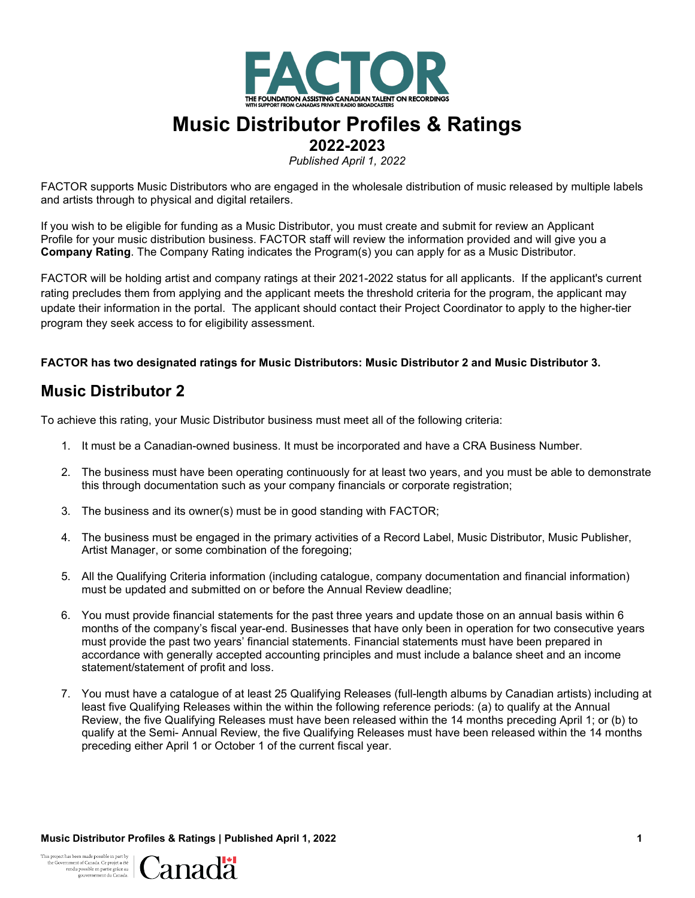FACTOR

THE FOUNDATION ASSISTING CANADIAN TALENT ON RECORDINGS
WITH SUPPORT FROM CANADA'S PRIVATE RADIO BROADCASTERS

# Music Distributor Profiles & Ratings

## 2022-2023

*Published April 1, 2022*

FACTOR supports Music Distributors who are engaged in the wholesale distribution of music released by multiple labels and artists through to physical and digital retailers.

If you wish to be eligible for funding as a Music Distributor, you must create and submit for review an Applicant Profile for your music distribution business. FACTOR staff will review the information provided and will give you a **Company Rating**. The Company Rating indicates the Program(s) you can apply for as a Music Distributor.

FACTOR will be holding artist and company ratings at their 2021-2022 status for all applicants. If the applicant's current rating precludes them from applying and the applicant meets the threshold criteria for the program, the applicant may update their information in the portal. The applicant should contact their Project Coordinator to apply to the higher-tier program they seek access to for eligibility assessment.

**FACTOR has two designated ratings for Music Distributors: Music Distributor 2 and Music Distributor 3.**

## Music Distributor 2

To achieve this rating, your Music Distributor business must meet all of the following criteria:

1. It must be a Canadian-owned business. It must be incorporated and have a CRA Business Number.
2. The business must have been operating continuously for at least two years, and you must be able to demonstrate this through documentation such as your company financials or corporate registration;
3. The business and its owner(s) must be in good standing with FACTOR;
4. The business must be engaged in the primary activities of a Record Label, Music Distributor, Music Publisher, Artist Manager, or some combination of the foregoing;
5. All the Qualifying Criteria information (including catalogue, company documentation and financial information) must be updated and submitted on or before the Annual Review deadline;
6. You must provide financial statements for the past three years and update those on an annual basis within 6 months of the company's fiscal year-end. Businesses that have only been in operation for two consecutive years must provide the past two years' financial statements. Financial statements must have been prepared in accordance with generally accepted accounting principles and must include a balance sheet and an income statement/statement of profit and loss.
7. You must have a catalogue of at least 25 Qualifying Releases (full-length albums by Canadian artists) including at least five Qualifying Releases within the within the following reference periods: (a) to qualify at the Annual Review, the five Qualifying Releases must have been released within the 14 months preceding April 1; or (b) to qualify at the Semi- Annual Review, the five Qualifying Releases must have been released within the 14 months preceding either April 1 or October 1 of the current fiscal year.

This project has been made possible in part by the Government of Canada. Ce projet a été rendu possible en partie grâce au gouvernement du Canada. Canada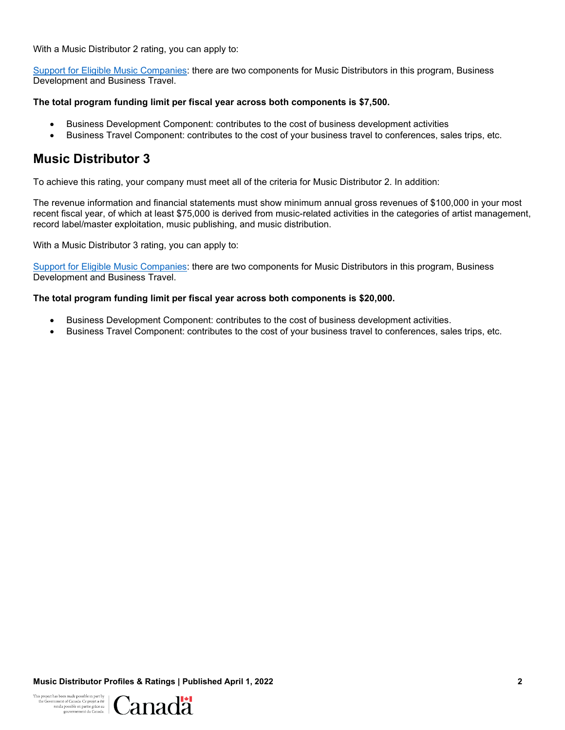With a Music Distributor 2 rating, you can apply to:

[Support for Eligible Music Companies]: there are two components for Music Distributors in this program, Business Development and Business Travel.

**The total program funding limit per fiscal year across both components is $7,500.**

- Business Development Component: contributes to the cost of business development activities
- Business Travel Component: contributes to the cost of your business travel to conferences, sales trips, etc.

## Music Distributor 3

To achieve this rating, your company must meet all of the criteria for Music Distributor 2. In addition:

The revenue information and financial statements must show minimum annual gross revenues of $100,000 in your most recent fiscal year, of which at least $75,000 is derived from music-related activities in the categories of artist management, record label/master exploitation, music publishing, and music distribution.

With a Music Distributor 3 rating, you can apply to:

[Support for Eligible Music Companies]: there are two components for Music Distributors in this program, Business Development and Business Travel.

**The total program funding limit per fiscal year across both components is $20,000.**

- Business Development Component: contributes to the cost of business development activities.
- Business Travel Component: contributes to the cost of your business travel to conferences, sales trips, etc.